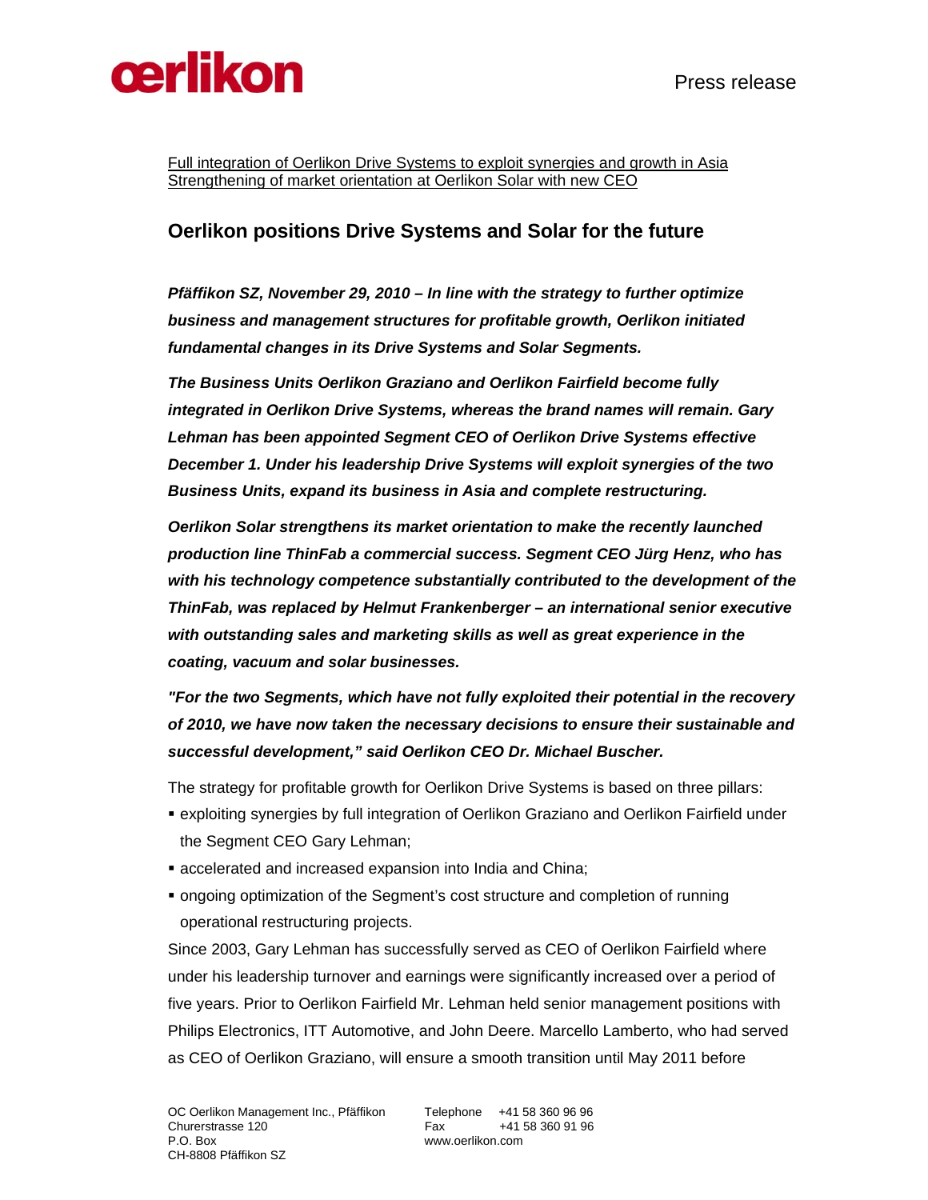Press release

Full integration of Oerlikon Drive Systems to exploit synergies and growth in Asia
Strengthening of market orientation at Oerlikon Solar with new CEO

## Oerlikon positions Drive Systems and Solar for the future

***Pfäffikon SZ, November 29, 2010 – In line with the strategy to further optimize business and management structures for profitable growth, Oerlikon initiated fundamental changes in its Drive Systems and Solar Segments.***

***The Business Units Oerlikon Graziano and Oerlikon Fairfield become fully integrated in Oerlikon Drive Systems, whereas the brand names will remain. Gary Lehman has been appointed Segment CEO of Oerlikon Drive Systems effective December 1. Under his leadership Drive Systems will exploit synergies of the two Business Units, expand its business in Asia and complete restructuring.***

***Oerlikon Solar strengthens its market orientation to make the recently launched production line ThinFab a commercial success. Segment CEO Jürg Henz, who has with his technology competence substantially contributed to the development of the ThinFab, was replaced by Helmut Frankenberger – an international senior executive with outstanding sales and marketing skills as well as great experience in the coating, vacuum and solar businesses.***

***"For the two Segments, which have not fully exploited their potential in the recovery of 2010, we have now taken the necessary decisions to ensure their sustainable and successful development," said Oerlikon CEO Dr. Michael Buscher.***

The strategy for profitable growth for Oerlikon Drive Systems is based on three pillars:

- exploiting synergies by full integration of Oerlikon Graziano and Oerlikon Fairfield under the Segment CEO Gary Lehman;
- accelerated and increased expansion into India and China;
- ongoing optimization of the Segment's cost structure and completion of running operational restructuring projects.

Since 2003, Gary Lehman has successfully served as CEO of Oerlikon Fairfield where under his leadership turnover and earnings were significantly increased over a period of five years. Prior to Oerlikon Fairfield Mr. Lehman held senior management positions with Philips Electronics, ITT Automotive, and John Deere. Marcello Lamberto, who had served as CEO of Oerlikon Graziano, will ensure a smooth transition until May 2011 before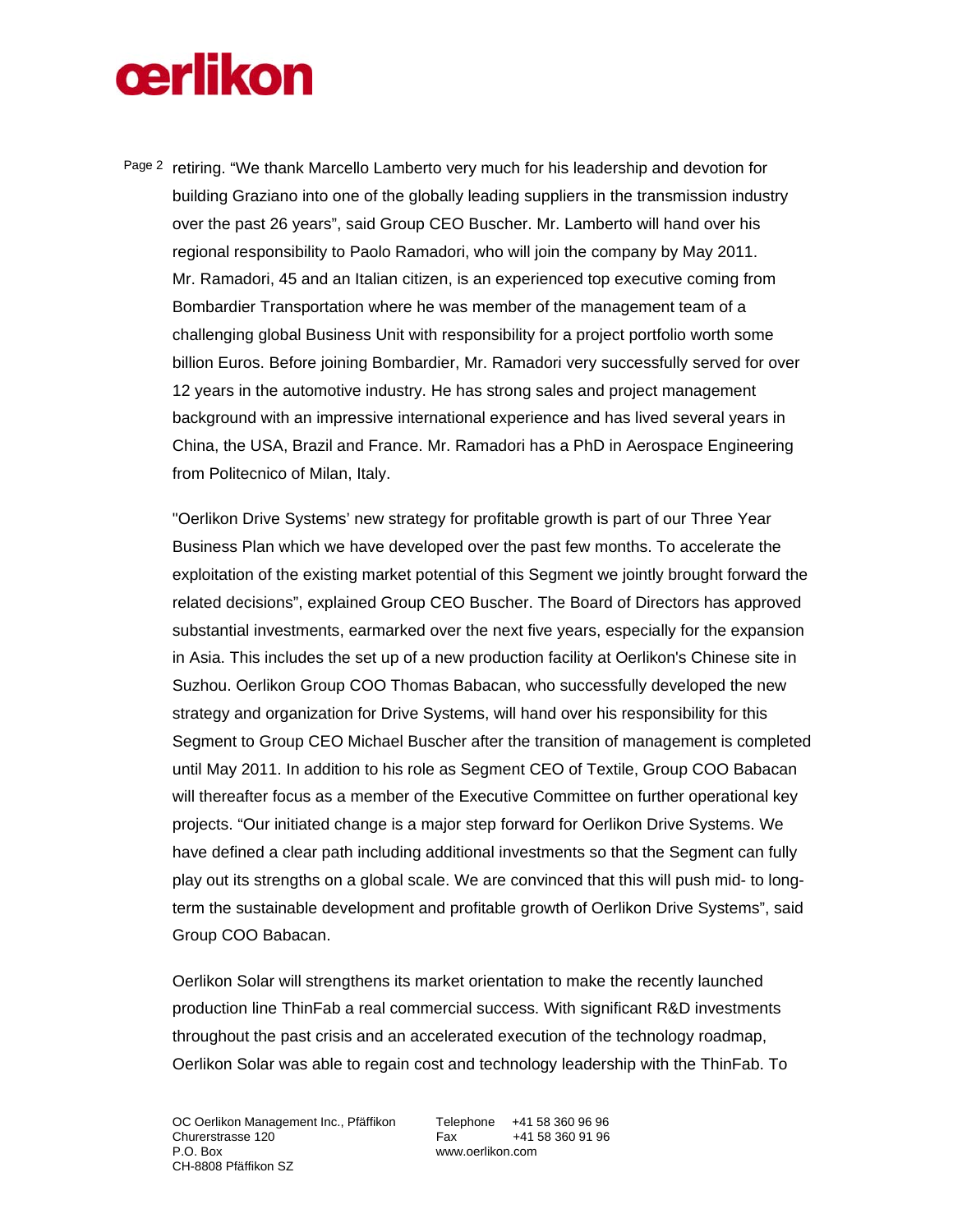retiring. “We thank Marcello Lamberto very much for his leadership and devotion for building Graziano into one of the globally leading suppliers in the transmission industry over the past 26 years”, said Group CEO Buscher. Mr. Lamberto will hand over his regional responsibility to Paolo Ramadori, who will join the company by May 2011. Mr. Ramadori, 45 and an Italian citizen, is an experienced top executive coming from Bombardier Transportation where he was member of the management team of a challenging global Business Unit with responsibility for a project portfolio worth some billion Euros. Before joining Bombardier, Mr. Ramadori very successfully served for over 12 years in the automotive industry. He has strong sales and project management background with an impressive international experience and has lived several years in China, the USA, Brazil and France. Mr. Ramadori has a PhD in Aerospace Engineering from Politecnico of Milan, Italy.

"Oerlikon Drive Systems’ new strategy for profitable growth is part of our Three Year Business Plan which we have developed over the past few months. To accelerate the exploitation of the existing market potential of this Segment we jointly brought forward the related decisions”, explained Group CEO Buscher. The Board of Directors has approved substantial investments, earmarked over the next five years, especially for the expansion in Asia. This includes the set up of a new production facility at Oerlikon's Chinese site in Suzhou. Oerlikon Group COO Thomas Babacan, who successfully developed the new strategy and organization for Drive Systems, will hand over his responsibility for this Segment to Group CEO Michael Buscher after the transition of management is completed until May 2011. In addition to his role as Segment CEO of Textile, Group COO Babacan will thereafter focus as a member of the Executive Committee on further operational key projects. “Our initiated change is a major step forward for Oerlikon Drive Systems. We have defined a clear path including additional investments so that the Segment can fully play out its strengths on a global scale. We are convinced that this will push mid- to long-term the sustainable development and profitable growth of Oerlikon Drive Systems”, said Group COO Babacan.

Oerlikon Solar will strengthens its market orientation to make the recently launched production line ThinFab a real commercial success. With significant R&D investments throughout the past crisis and an accelerated execution of the technology roadmap, Oerlikon Solar was able to regain cost and technology leadership with the ThinFab. To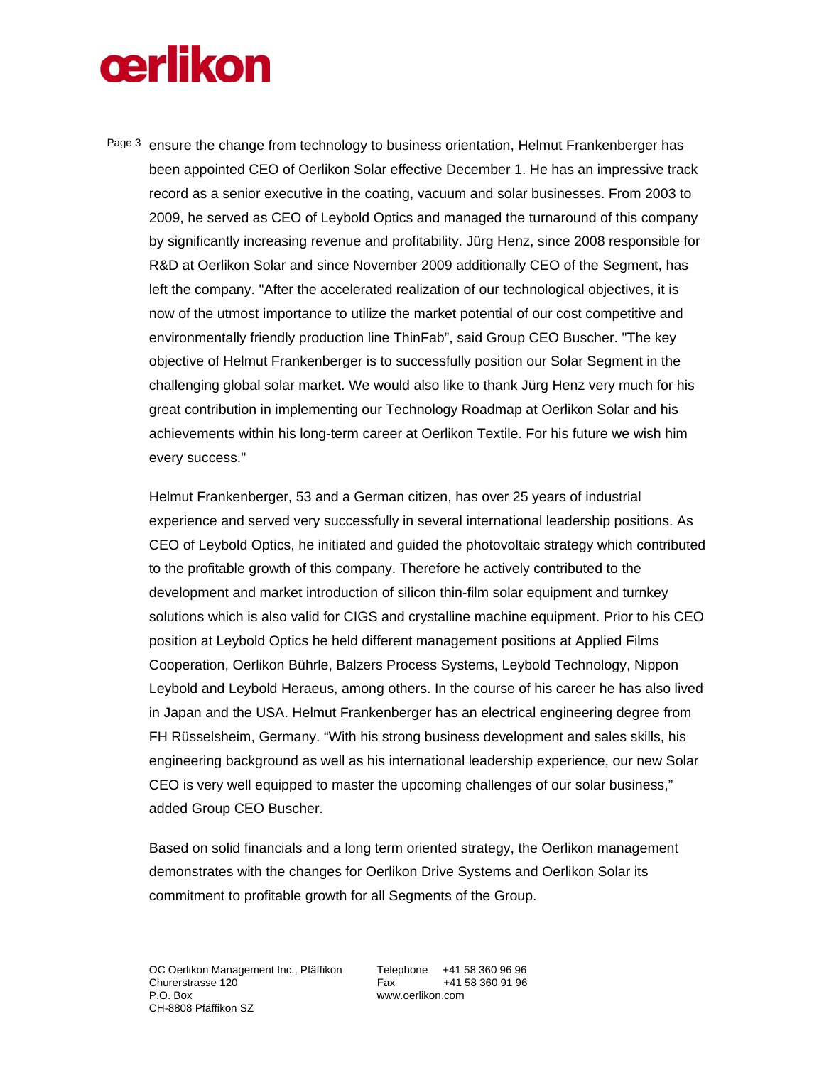ensure the change from technology to business orientation, Helmut Frankenberger has been appointed CEO of Oerlikon Solar effective December 1. He has an impressive track record as a senior executive in the coating, vacuum and solar businesses. From 2003 to 2009, he served as CEO of Leybold Optics and managed the turnaround of this company by significantly increasing revenue and profitability. Jürg Henz, since 2008 responsible for R&D at Oerlikon Solar and since November 2009 additionally CEO of the Segment, has left the company. "After the accelerated realization of our technological objectives, it is now of the utmost importance to utilize the market potential of our cost competitive and environmentally friendly production line ThinFab", said Group CEO Buscher. "The key objective of Helmut Frankenberger is to successfully position our Solar Segment in the challenging global solar market. We would also like to thank Jürg Henz very much for his great contribution in implementing our Technology Roadmap at Oerlikon Solar and his achievements within his long-term career at Oerlikon Textile. For his future we wish him every success."

Helmut Frankenberger, 53 and a German citizen, has over 25 years of industrial experience and served very successfully in several international leadership positions. As CEO of Leybold Optics, he initiated and guided the photovoltaic strategy which contributed to the profitable growth of this company. Therefore he actively contributed to the development and market introduction of silicon thin-film solar equipment and turnkey solutions which is also valid for CIGS and crystalline machine equipment. Prior to his CEO position at Leybold Optics he held different management positions at Applied Films Cooperation, Oerlikon Bührle, Balzers Process Systems, Leybold Technology, Nippon Leybold and Leybold Heraeus, among others. In the course of his career he has also lived in Japan and the USA. Helmut Frankenberger has an electrical engineering degree from FH Rüsselsheim, Germany. "With his strong business development and sales skills, his engineering background as well as his international leadership experience, our new Solar CEO is very well equipped to master the upcoming challenges of our solar business," added Group CEO Buscher.

Based on solid financials and a long term oriented strategy, the Oerlikon management demonstrates with the changes for Oerlikon Drive Systems and Oerlikon Solar its commitment to profitable growth for all Segments of the Group.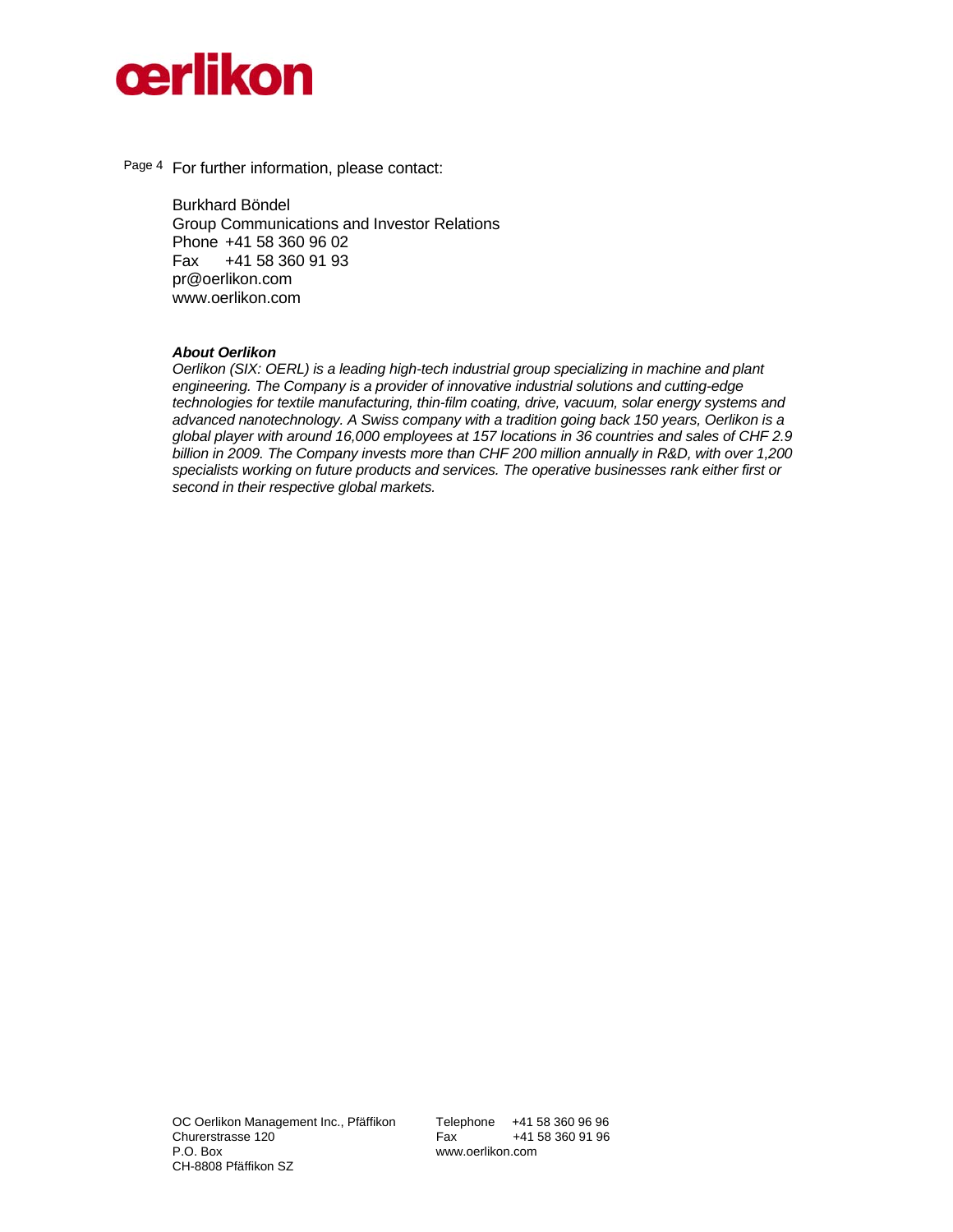For further information, please contact:

Burkhard Böndel  
Group Communications and Investor Relations  
Phone +41 58 360 96 02  
Fax +41 58 360 91 93  
pr@oerlikon.com  
www.oerlikon.com

***About Oerlikon***

*Oerlikon (SIX: OERL) is a leading high-tech industrial group specializing in machine and plant engineering. The Company is a provider of innovative industrial solutions and cutting-edge technologies for textile manufacturing, thin-film coating, drive, vacuum, solar energy systems and advanced nanotechnology. A Swiss company with a tradition going back 150 years, Oerlikon is a global player with around 16,000 employees at 157 locations in 36 countries and sales of CHF 2.9 billion in 2009. The Company invests more than CHF 200 million annually in R&D, with over 1,200 specialists working on future products and services. The operative businesses rank either first or second in their respective global markets.*

OC Oerlikon Management Inc., Pfäffikon  
Churerstrasse 120  
P.O. Box  
CH-8808 Pfäffikon SZ

Telephone +41 58 360 96 96  
Fax +41 58 360 91 96  
www.oerlikon.com